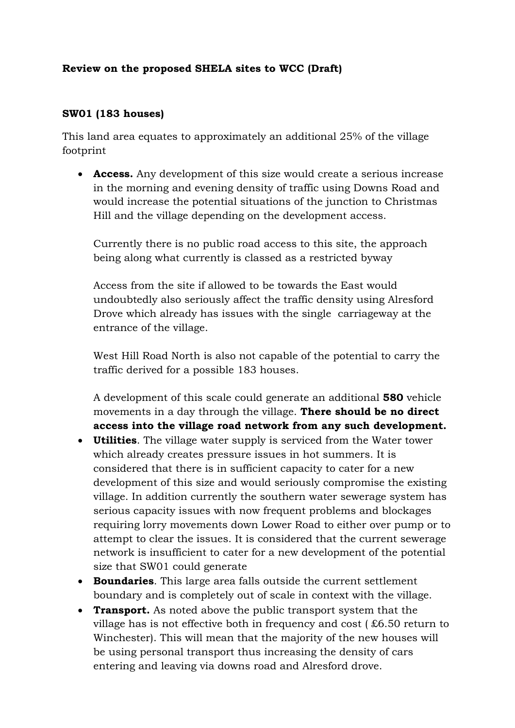**Review on the proposed SHELA sites to WCC (Draft)**

**SW01 (183 houses)**

This land area equates to approximately an additional 25% of the village footprint

- **Access.** Any development of this size would create a serious increase in the morning and evening density of traffic using Downs Road and would increase the potential situations of the junction to Christmas Hill and the village depending on the development access.

  Currently there is no public road access to this site, the approach being along what currently is classed as a restricted byway

  Access from the site if allowed to be towards the East would undoubtedly also seriously affect the traffic density using Alresford Drove which already has issues with the single carriageway at the entrance of the village.

  West Hill Road North is also not capable of the potential to carry the traffic derived for a possible 183 houses.

  A development of this scale could generate an additional **580** vehicle movements in a day through the village. **There should be no direct access into the village road network from any such development.**
- **Utilities**. The village water supply is serviced from the Water tower which already creates pressure issues in hot summers. It is considered that there is in sufficient capacity to cater for a new development of this size and would seriously compromise the existing village. In addition currently the southern water sewerage system has serious capacity issues with now frequent problems and blockages requiring lorry movements down Lower Road to either over pump or to attempt to clear the issues. It is considered that the current sewerage network is insufficient to cater for a new development of the potential size that SW01 could generate
- **Boundaries**. This large area falls outside the current settlement boundary and is completely out of scale in context with the village.
- **Transport.** As noted above the public transport system that the village has is not effective both in frequency and cost ( £6.50 return to Winchester). This will mean that the majority of the new houses will be using personal transport thus increasing the density of cars entering and leaving via downs road and Alresford drove.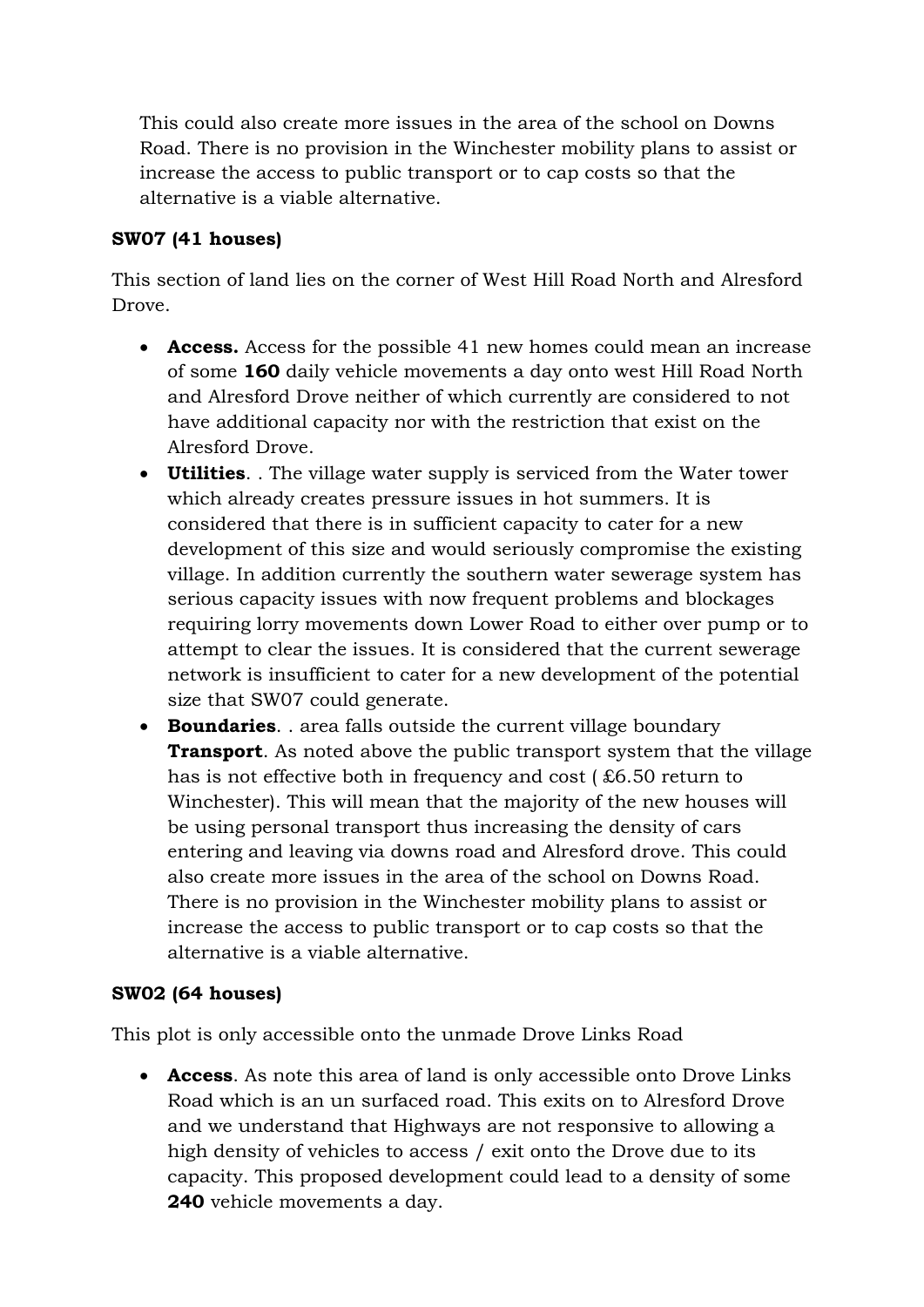This could also create more issues in the area of the school on Downs Road. There is no provision in the Winchester mobility plans to assist or increase the access to public transport or to cap costs so that the alternative is a viable alternative.

**SW07 (41 houses)**

This section of land lies on the corner of West Hill Road North and Alresford Drove.

- **Access.** Access for the possible 41 new homes could mean an increase of some **160** daily vehicle movements a day onto west Hill Road North and Alresford Drove neither of which currently are considered to not have additional capacity nor with the restriction that exist on the Alresford Drove.
- **Utilities**. . The village water supply is serviced from the Water tower which already creates pressure issues in hot summers. It is considered that there is in sufficient capacity to cater for a new development of this size and would seriously compromise the existing village. In addition currently the southern water sewerage system has serious capacity issues with now frequent problems and blockages requiring lorry movements down Lower Road to either over pump or to attempt to clear the issues. It is considered that the current sewerage network is insufficient to cater for a new development of the potential size that SW07 could generate.
- **Boundaries**. . area falls outside the current village boundary **Transport**. As noted above the public transport system that the village has is not effective both in frequency and cost ( £6.50 return to Winchester). This will mean that the majority of the new houses will be using personal transport thus increasing the density of cars entering and leaving via downs road and Alresford drove. This could also create more issues in the area of the school on Downs Road. There is no provision in the Winchester mobility plans to assist or increase the access to public transport or to cap costs so that the alternative is a viable alternative.

**SW02 (64 houses)**

This plot is only accessible onto the unmade Drove Links Road

- **Access**. As note this area of land is only accessible onto Drove Links Road which is an un surfaced road. This exits on to Alresford Drove and we understand that Highways are not responsive to allowing a high density of vehicles to access / exit onto the Drove due to its capacity. This proposed development could lead to a density of some **240** vehicle movements a day.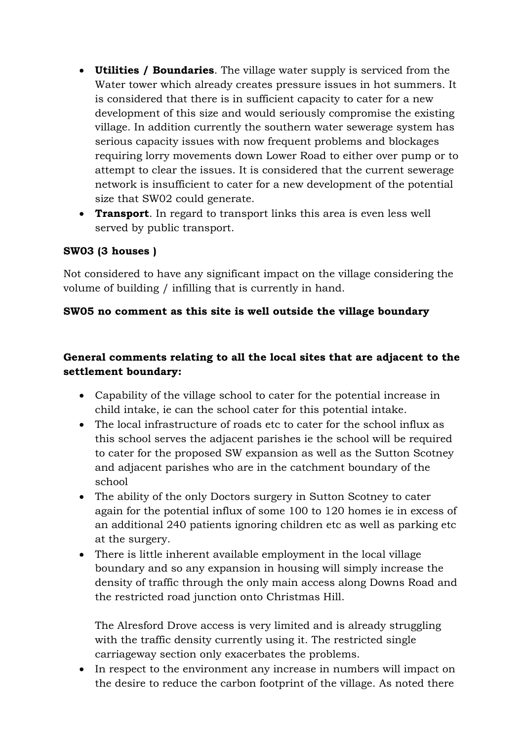- **Utilities / Boundaries**. The village water supply is serviced from the Water tower which already creates pressure issues in hot summers. It is considered that there is in sufficient capacity to cater for a new development of this size and would seriously compromise the existing village. In addition currently the southern water sewerage system has serious capacity issues with now frequent problems and blockages requiring lorry movements down Lower Road to either over pump or to attempt to clear the issues. It is considered that the current sewerage network is insufficient to cater for a new development of the potential size that SW02 could generate.
- **Transport**. In regard to transport links this area is even less well served by public transport.

**SW03 (3 houses )**

Not considered to have any significant impact on the village considering the volume of building / infilling that is currently in hand.

**SW05 no comment as this site is well outside the village boundary**

**General comments relating to all the local sites that are adjacent to the settlement boundary:**

- Capability of the village school to cater for the potential increase in child intake, ie can the school cater for this potential intake.
- The local infrastructure of roads etc to cater for the school influx as this school serves the adjacent parishes ie the school will be required to cater for the proposed SW expansion as well as the Sutton Scotney and adjacent parishes who are in the catchment boundary of the school
- The ability of the only Doctors surgery in Sutton Scotney to cater again for the potential influx of some 100 to 120 homes ie in excess of an additional 240 patients ignoring children etc as well as parking etc at the surgery.
- There is little inherent available employment in the local village boundary and so any expansion in housing will simply increase the density of traffic through the only main access along Downs Road and the restricted road junction onto Christmas Hill.

  The Alresford Drove access is very limited and is already struggling with the traffic density currently using it. The restricted single carriageway section only exacerbates the problems.
- In respect to the environment any increase in numbers will impact on the desire to reduce the carbon footprint of the village. As noted there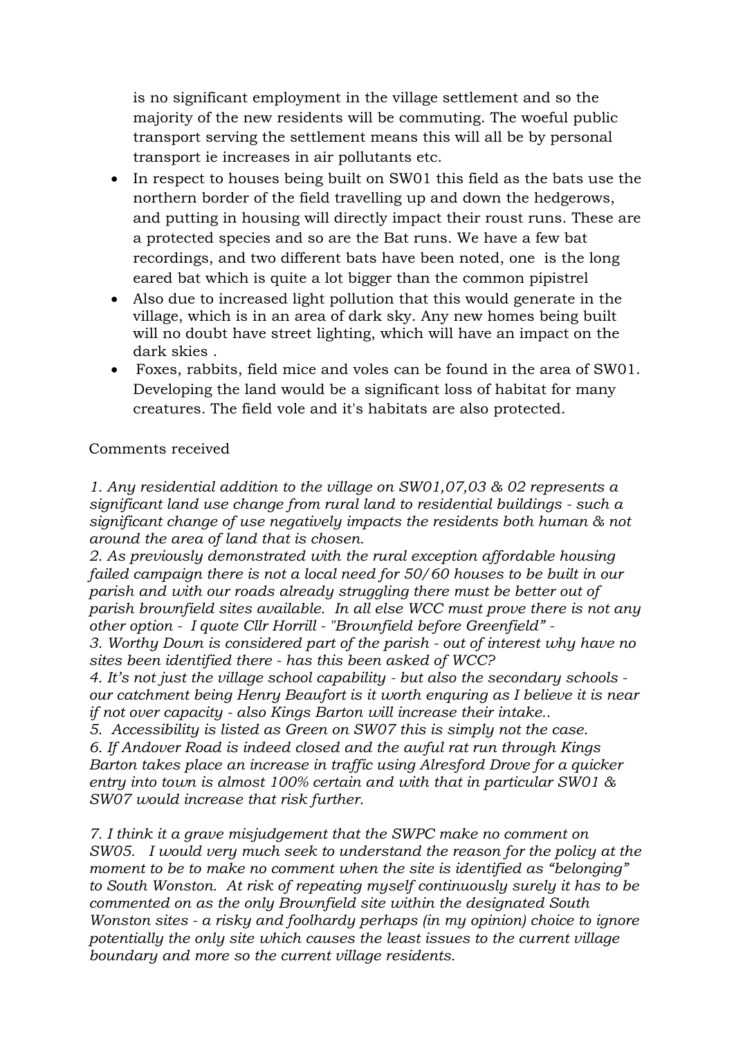is no significant employment in the village settlement and so the majority of the new residents will be commuting. The woeful public transport serving the settlement means this will all be by personal transport ie increases in air pollutants etc.

- In respect to houses being built on SW01 this field as the bats use the northern border of the field travelling up and down the hedgerows, and putting in housing will directly impact their roust runs. These are a protected species and so are the Bat runs. We have a few bat recordings, and two different bats have been noted, one is the long eared bat which is quite a lot bigger than the common pipistrel
- Also due to increased light pollution that this would generate in the village, which is in an area of dark sky. Any new homes being built will no doubt have street lighting, which will have an impact on the dark skies .
- Foxes, rabbits, field mice and voles can be found in the area of SW01. Developing the land would be a significant loss of habitat for many creatures. The field vole and it's habitats are also protected.

Comments received

*1. Any residential addition to the village on SW01,07,03 & 02 represents a significant land use change from rural land to residential buildings - such a significant change of use negatively impacts the residents both human & not around the area of land that is chosen.*
*2. As previously demonstrated with the rural exception affordable housing failed campaign there is not a local need for 50/60 houses to be built in our parish and with our roads already struggling there must be better out of parish brownfield sites available. In all else WCC must prove there is not any other option - I quote Cllr Horrill - "Brownfield before Greenfield" -*
*3. Worthy Down is considered part of the parish - out of interest why have no sites been identified there - has this been asked of WCC?*
*4. It's not just the village school capability - but also the secondary schools - our catchment being Henry Beaufort is it worth enquring as I believe it is near if not over capacity - also Kings Barton will increase their intake..*
*5. Accessibility is listed as Green on SW07 this is simply not the case.*
*6. If Andover Road is indeed closed and the awful rat run through Kings Barton takes place an increase in traffic using Alresford Drove for a quicker entry into town is almost 100% certain and with that in particular SW01 & SW07 would increase that risk further.*

*7. I think it a grave misjudgement that the SWPC make no comment on SW05. I would very much seek to understand the reason for the policy at the moment to be to make no comment when the site is identified as "belonging" to South Wonston. At risk of repeating myself continuously surely it has to be commented on as the only Brownfield site within the designated South Wonston sites - a risky and foolhardy perhaps (in my opinion) choice to ignore potentially the only site which causes the least issues to the current village boundary and more so the current village residents.*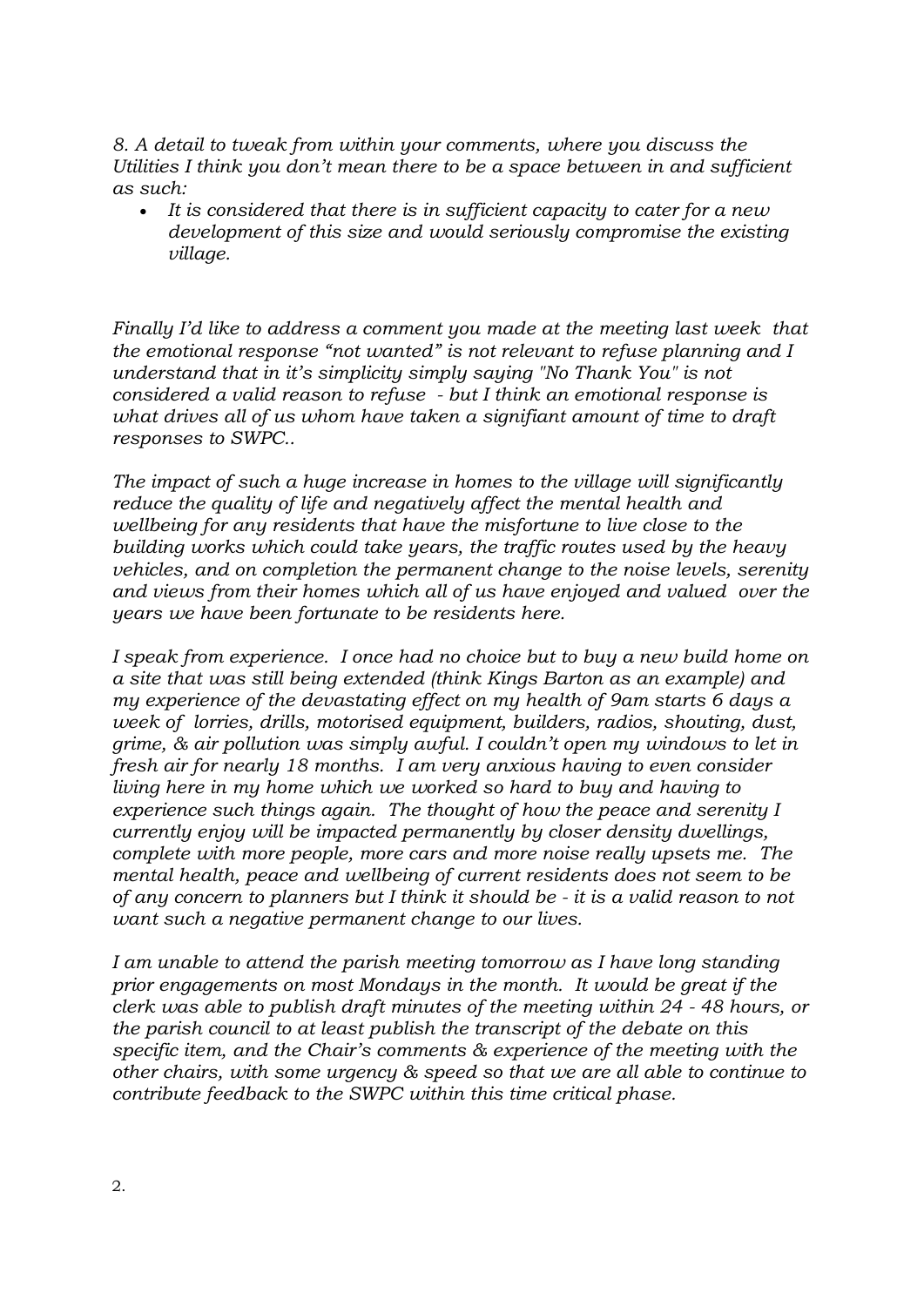*8. A detail to tweak from within your comments, where you discuss the Utilities I think you don't mean there to be a space between in and sufficient as such:*

- *It is considered that there is in sufficient capacity to cater for a new development of this size and would seriously compromise the existing village.*

*Finally I'd like to address a comment you made at the meeting last week that the emotional response "not wanted" is not relevant to refuse planning and I understand that in it's simplicity simply saying "No Thank You" is not considered a valid reason to refuse - but I think an emotional response is what drives all of us whom have taken a signifiant amount of time to draft responses to SWPC..*

*The impact of such a huge increase in homes to the village will significantly reduce the quality of life and negatively affect the mental health and wellbeing for any residents that have the misfortune to live close to the building works which could take years, the traffic routes used by the heavy vehicles, and on completion the permanent change to the noise levels, serenity and views from their homes which all of us have enjoyed and valued over the years we have been fortunate to be residents here.*

*I speak from experience. I once had no choice but to buy a new build home on a site that was still being extended (think Kings Barton as an example) and my experience of the devastating effect on my health of 9am starts 6 days a week of lorries, drills, motorised equipment, builders, radios, shouting, dust, grime, & air pollution was simply awful. I couldn't open my windows to let in fresh air for nearly 18 months. I am very anxious having to even consider living here in my home which we worked so hard to buy and having to experience such things again. The thought of how the peace and serenity I currently enjoy will be impacted permanently by closer density dwellings, complete with more people, more cars and more noise really upsets me. The mental health, peace and wellbeing of current residents does not seem to be of any concern to planners but I think it should be - it is a valid reason to not want such a negative permanent change to our lives.*

*I am unable to attend the parish meeting tomorrow as I have long standing prior engagements on most Mondays in the month. It would be great if the clerk was able to publish draft minutes of the meeting within 24 - 48 hours, or the parish council to at least publish the transcript of the debate on this specific item, and the Chair's comments & experience of the meeting with the other chairs, with some urgency & speed so that we are all able to continue to contribute feedback to the SWPC within this time critical phase.*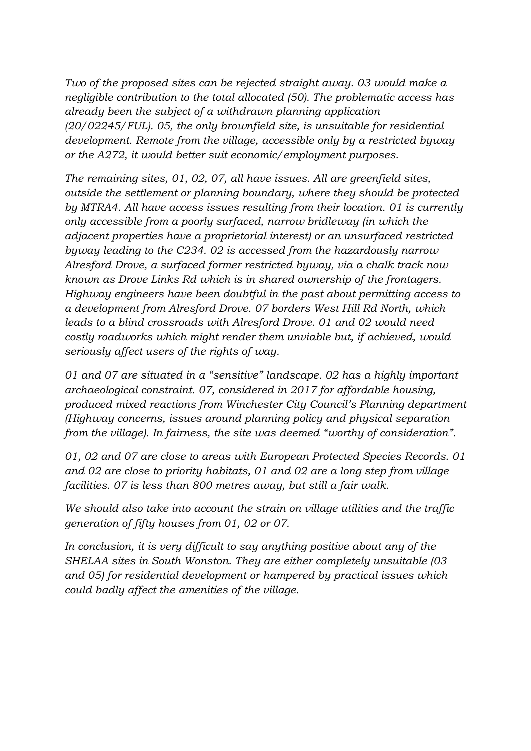*Two of the proposed sites can be rejected straight away. 03 would make a negligible contribution to the total allocated (50). The problematic access has already been the subject of a withdrawn planning application (20/02245/FUL). 05, the only brownfield site, is unsuitable for residential development. Remote from the village, accessible only by a restricted byway or the A272, it would better suit economic/employment purposes.*

*The remaining sites, 01, 02, 07, all have issues. All are greenfield sites, outside the settlement or planning boundary, where they should be protected by MTRA4. All have access issues resulting from their location. 01 is currently only accessible from a poorly surfaced, narrow bridleway (in which the adjacent properties have a proprietorial interest) or an unsurfaced restricted byway leading to the C234. 02 is accessed from the hazardously narrow Alresford Drove, a surfaced former restricted byway, via a chalk track now known as Drove Links Rd which is in shared ownership of the frontagers. Highway engineers have been doubtful in the past about permitting access to a development from Alresford Drove. 07 borders West Hill Rd North, which leads to a blind crossroads with Alresford Drove. 01 and 02 would need costly roadworks which might render them unviable but, if achieved, would seriously affect users of the rights of way.*

*01 and 07 are situated in a "sensitive" landscape. 02 has a highly important archaeological constraint. 07, considered in 2017 for affordable housing, produced mixed reactions from Winchester City Council's Planning department (Highway concerns, issues around planning policy and physical separation from the village). In fairness, the site was deemed "worthy of consideration".*

*01, 02 and 07 are close to areas with European Protected Species Records. 01 and 02 are close to priority habitats, 01 and 02 are a long step from village facilities. 07 is less than 800 metres away, but still a fair walk.*

*We should also take into account the strain on village utilities and the traffic generation of fifty houses from 01, 02 or 07.*

*In conclusion, it is very difficult to say anything positive about any of the SHELAA sites in South Wonston. They are either completely unsuitable (03 and 05) for residential development or hampered by practical issues which could badly affect the amenities of the village.*